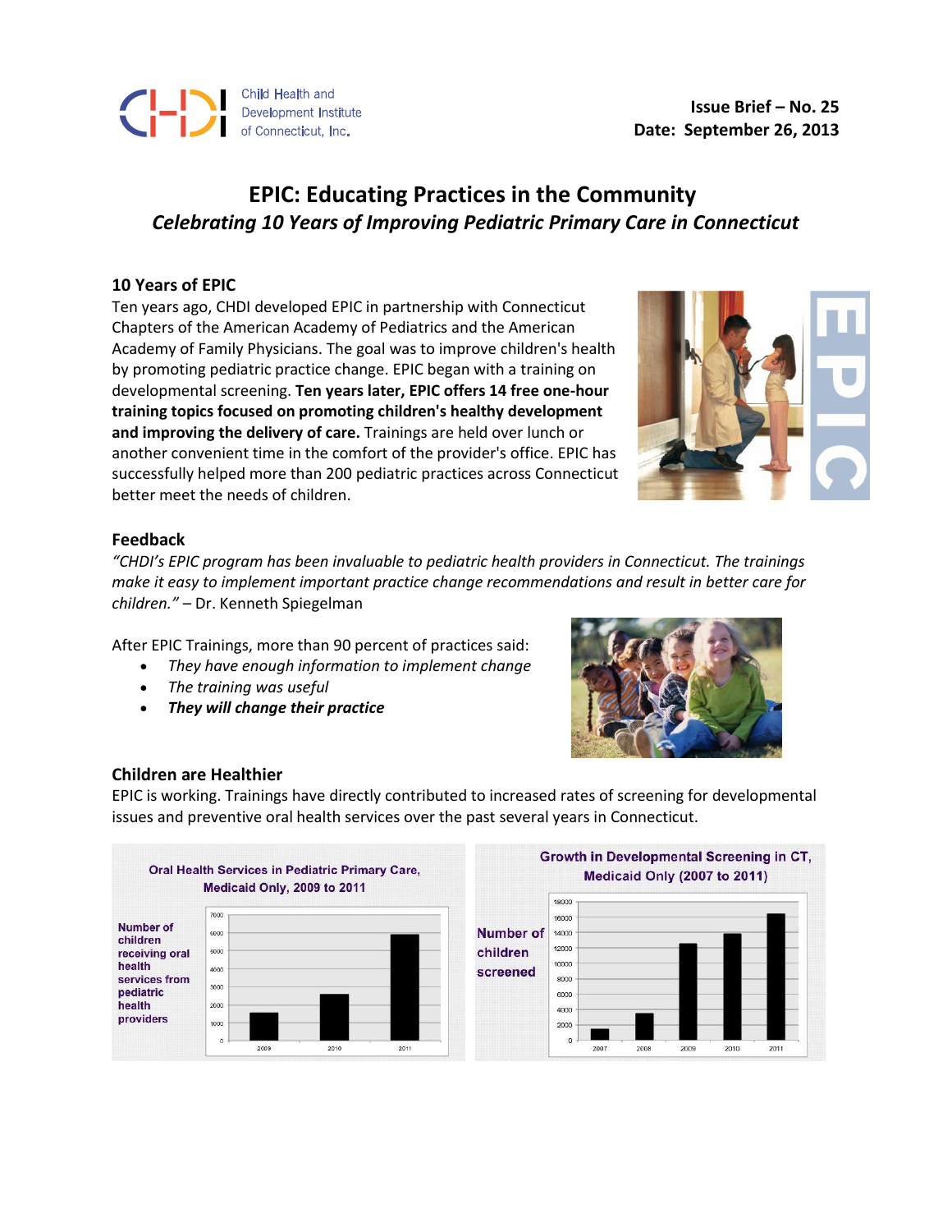Child Health and Development Institute of Connecticut, Inc.

**Issue Brief – No. 25**
**Date: September 26, 2013**

# EPIC: Educating Practices in the Community

## *Celebrating 10 Years of Improving Pediatric Primary Care in Connecticut*

### 10 Years of EPIC

Ten years ago, CHDI developed EPIC in partnership with Connecticut Chapters of the American Academy of Pediatrics and the American Academy of Family Physicians. The goal was to improve children's health by promoting pediatric practice change. EPIC began with a training on developmental screening. **Ten years later, EPIC offers 14 free one-hour training topics focused on promoting children's healthy development and improving the delivery of care.** Trainings are held over lunch or another convenient time in the comfort of the provider's office. EPIC has successfully helped more than 200 pediatric practices across Connecticut better meet the needs of children.

### Feedback

*"CHDI's EPIC program has been invaluable to pediatric health providers in Connecticut. The trainings make it easy to implement important practice change recommendations and result in better care for children."* – Dr. Kenneth Spiegelman

After EPIC Trainings, more than 90 percent of practices said:

- *They have enough information to implement change*
- *The training was useful*
- ***They will change their practice***

### Children are Healthier

EPIC is working. Trainings have directly contributed to increased rates of screening for developmental issues and preventive oral health services over the past several years in Connecticut.

**Oral Health Services in Pediatric Primary Care, Medicaid Only, 2009 to 2011**

Y-axis: Number of children receiving oral health services from pediatric health providers (0–7000); X-axis: 2009, 2010, 2011

**Growth in Developmental Screening in CT, Medicaid Only (2007 to 2011)**

Y-axis: Number of children screened (0–18000); X-axis: 2007, 2008, 2009, 2010, 2011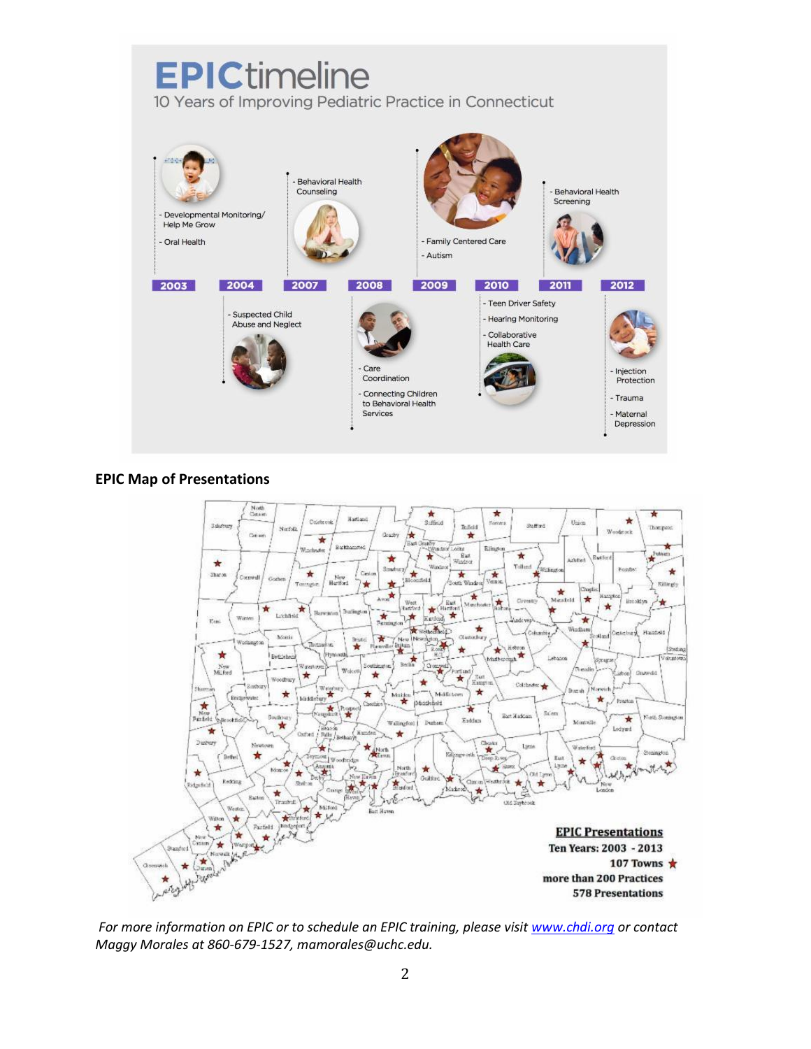# EPICtimeline

10 Years of Improving Pediatric Practice in Connecticut

**2003**
- Developmental Monitoring/ Help Me Grow
- Oral Health

**2004**
- Suspected Child Abuse and Neglect

**2007**
- Behavioral Health Counseling

**2008**
- Care Coordination
- Connecting Children to Behavioral Health Services

**2009**
- Family Centered Care
- Autism

**2010**
- Teen Driver Safety
- Hearing Monitoring
- Collaborative Health Care

**2011**
- Behavioral Health Screening

**2012**
- Injection Protection
- Trauma
- Maternal Depression

## EPIC Map of Presentations

**EPIC Presentations**
Ten Years: 2003 - 2013
107 Towns ★
more than 200 Practices
578 Presentations

*For more information on EPIC or to schedule an EPIC training, please visit [www.chdi.org](http://www.chdi.org) or contact Maggy Morales at 860-679-1527, mamorales@uchc.edu.*